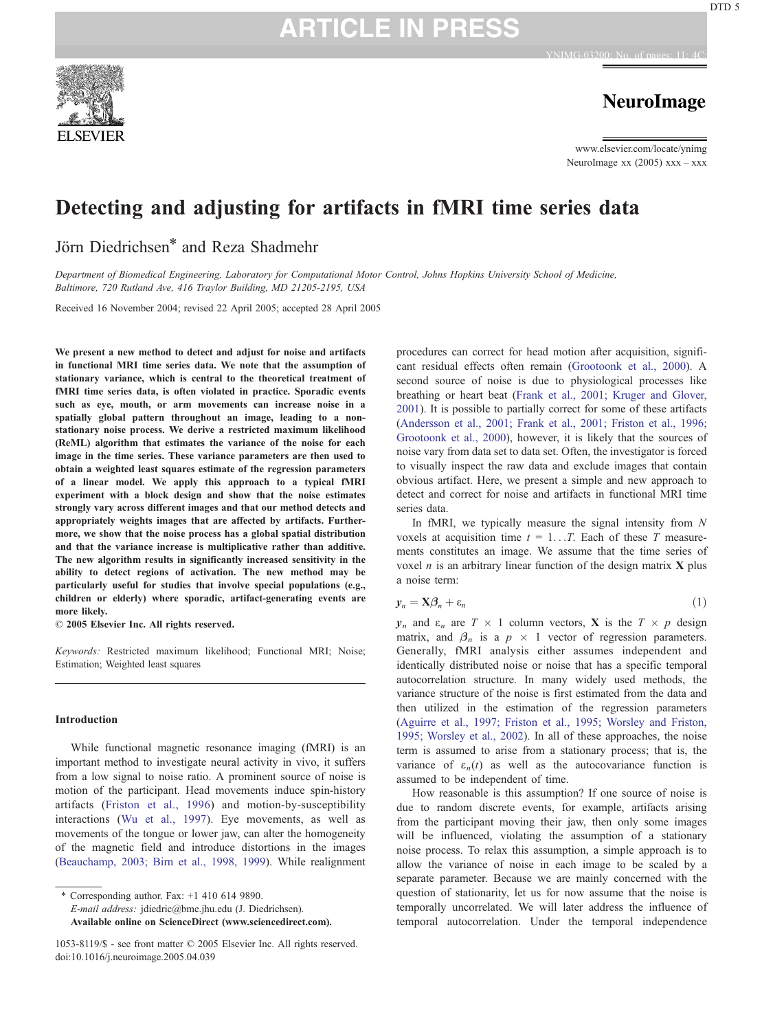# Detecting and adjusting for artifacts in fMRI time series data

Jörn Diedrichsen* and Reza Shadmehr

*Department of Biomedical Engineering, Laboratory for Computational Motor Control, Johns Hopkins University School of Medicine, Baltimore, 720 Rutland Ave, 416 Traylor Building, MD 21205-2195, USA*

Received 16 November 2004; revised 22 April 2005; accepted 28 April 2005

**We present a new method to detect and adjust for noise and artifacts in functional MRI time series data. We note that the assumption of stationary variance, which is central to the theoretical treatment of fMRI time series data, is often violated in practice. Sporadic events such as eye, mouth, or arm movements can increase noise in a spatially global pattern throughout an image, leading to a non-stationary noise process. We derive a restricted maximum likelihood (ReML) algorithm that estimates the variance of the noise for each image in the time series. These variance parameters are then used to obtain a weighted least squares estimate of the regression parameters of a linear model. We apply this approach to a typical fMRI experiment with a block design and show that the noise estimates strongly vary across different images and that our method detects and appropriately weights images that are affected by artifacts. Furthermore, we show that the noise process has a global spatial distribution and that the variance increase is multiplicative rather than additive. The new algorithm results in significantly increased sensitivity in the ability to detect regions of activation. The new method may be particularly useful for studies that involve special populations (e.g., children or elderly) where sporadic, artifact-generating events are more likely.**

**© 2005 Elsevier Inc. All rights reserved.**

*Keywords:* Restricted maximum likelihood; Functional MRI; Noise; Estimation; Weighted least squares

## Introduction

While functional magnetic resonance imaging (fMRI) is an important method to investigate neural activity in vivo, it suffers from a low signal to noise ratio. A prominent source of noise is motion of the participant. Head movements induce spin-history artifacts (Friston et al., 1996) and motion-by-susceptibility interactions (Wu et al., 1997). Eye movements, as well as movements of the tongue or lower jaw, can alter the homogeneity of the magnetic field and introduce distortions in the images (Beauchamp, 2003; Birn et al., 1998, 1999). While realignment procedures can correct for head motion after acquisition, significant residual effects often remain (Grootoonk et al., 2000). A second source of noise is due to physiological processes like breathing or heart beat (Frank et al., 2001; Kruger and Glover, 2001). It is possible to partially correct for some of these artifacts (Andersson et al., 2001; Frank et al., 2001; Friston et al., 1996; Grootoonk et al., 2000), however, it is likely that the sources of noise vary from data set to data set. Often, the investigator is forced to visually inspect the raw data and exclude images that contain obvious artifact. Here, we present a simple and new approach to detect and correct for noise and artifacts in functional MRI time series data.

In fMRI, we typically measure the signal intensity from $N$ voxels at acquisition time $t = 1 \ldots T$. Each of these $T$ measurements constitutes an image. We assume that the time series of voxel $n$ is an arbitrary linear function of the design matrix $\mathbf{X}$ plus a noise term:

$$\boldsymbol{y}_n = \mathbf{X}\boldsymbol{\beta}_n + \varepsilon_n \tag{1}$$

$\boldsymbol{y}_n$ and $\varepsilon_n$ are $T \times 1$ column vectors, $\mathbf{X}$ is the $T \times p$ design matrix, and $\boldsymbol{\beta}_n$ is a $p \times 1$ vector of regression parameters. Generally, fMRI analysis either assumes independent and identically distributed noise or noise that has a specific temporal autocorrelation structure. In many widely used methods, the variance structure of the noise is first estimated from the data and then utilized in the estimation of the regression parameters (Aguirre et al., 1997; Friston et al., 1995; Worsley and Friston, 1995; Worsley et al., 2002). In all of these approaches, the noise term is assumed to arise from a stationary process; that is, the variance of $\varepsilon_n(t)$ as well as the autocovariance function is assumed to be independent of time.

How reasonable is this assumption? If one source of noise is due to random discrete events, for example, artifacts arising from the participant moving their jaw, then only some images will be influenced, violating the assumption of a stationary noise process. To relax this assumption, a simple approach is to allow the variance of noise in each image to be scaled by a separate parameter. Because we are mainly concerned with the question of stationarity, let us for now assume that the noise is temporally uncorrelated. We will later address the influence of temporal autocorrelation. Under the temporal independence

\* Corresponding author. Fax: +1 410 614 9890.
*E-mail address:* jdiedric@bme.jhu.edu (J. Diedrichsen).
**Available online on ScienceDirect (www.sciencedirect.com).**

1053-8119/$ - see front matter © 2005 Elsevier Inc. All rights reserved.
doi:10.1016/j.neuroimage.2005.04.039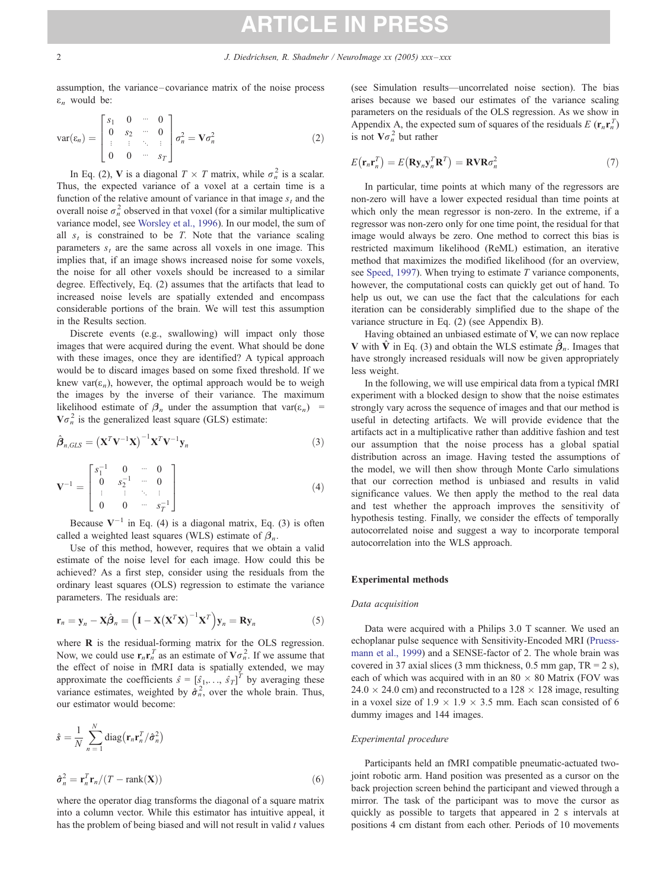assumption, the variance–covariance matrix of the noise process $\varepsilon_n$ would be:

$$\mathrm{var}(\varepsilon_n) = \begin{bmatrix} s_1 & 0 & \cdots & 0 \\ 0 & s_2 & \cdots & 0 \\ \vdots & \vdots & \ddots & \vdots \\ 0 & 0 & \cdots & s_T \end{bmatrix} \sigma_n^2 = \mathbf{V}\sigma_n^2 \tag{2}$$

In Eq. (2), $\mathbf{V}$ is a diagonal $T \times T$ matrix, while $\sigma_n^2$ is a scalar. Thus, the expected variance of a voxel at a certain time is a function of the relative amount of variance in that image $s_t$ and the overall noise $\sigma_n^2$ observed in that voxel (for a similar multiplicative variance model, see Worsley et al., 1996). In our model, the sum of all $s_t$ is constrained to be $T$. Note that the variance scaling parameters $s_t$ are the same across all voxels in one image. This implies that, if an image shows increased noise for some voxels, the noise for all other voxels should be increased to a similar degree. Effectively, Eq. (2) assumes that the artifacts that lead to increased noise levels are spatially extended and encompass considerable portions of the brain. We will test this assumption in the Results section.

Discrete events (e.g., swallowing) will impact only those images that were acquired during the event. What should be done with these images, once they are identified? A typical approach would be to discard images based on some fixed threshold. If we knew $\mathrm{var}(\varepsilon_n)$, however, the optimal approach would be to weigh the images by the inverse of their variance. The maximum likelihood estimate of $\boldsymbol{\beta}_n$ under the assumption that $\mathrm{var}(\varepsilon_n) = \mathbf{V}\sigma_n^2$ is the generalized least square (GLS) estimate:

$$\hat{\boldsymbol{\beta}}_{n,GLS} = \left(\mathbf{X}^T\mathbf{V}^{-1}\mathbf{X}\right)^{-1}\mathbf{X}^T\mathbf{V}^{-1}\mathbf{y}_n \tag{3}$$

$$\mathbf{V}^{-1} = \begin{bmatrix} s_1^{-1} & 0 & \cdots & 0 \\ 0 & s_2^{-1} & \cdots & 0 \\ \vdots & \vdots & \ddots & \vdots \\ 0 & 0 & \cdots & s_T^{-1} \end{bmatrix} \tag{4}$$

Because $\mathbf{V}^{-1}$ in Eq. (4) is a diagonal matrix, Eq. (3) is often called a weighted least squares (WLS) estimate of $\boldsymbol{\beta}_n$.

Use of this method, however, requires that we obtain a valid estimate of the noise level for each image. How could this be achieved? As a first step, consider using the residuals from the ordinary least squares (OLS) regression to estimate the variance parameters. The residuals are:

$$\mathbf{r}_n = \mathbf{y}_n - \mathbf{X}\hat{\boldsymbol{\beta}}_n = \left(\mathbf{I} - \mathbf{X}\left(\mathbf{X}^T\mathbf{X}\right)^{-1}\mathbf{X}^T\right)\mathbf{y}_n = \mathbf{R}\mathbf{y}_n \tag{5}$$

where $\mathbf{R}$ is the residual-forming matrix for the OLS regression. Now, we could use $\mathbf{r}_n\mathbf{r}_n^T$ as an estimate of $\mathbf{V}\sigma_n^2$. If we assume that the effect of noise in fMRI data is spatially extended, we may approximate the coefficients $\hat{s} = [\hat{s}_1, \ldots, \hat{s}_T]^T$ by averaging these variance estimates, weighted by $\hat{\sigma}_n^2$, over the whole brain. Thus, our estimator would become:

$$\hat{s} = \frac{1}{N}\sum_{n=1}^{N} \mathrm{diag}\left(\mathbf{r}_n\mathbf{r}_n^T / \hat{\sigma}_n^2\right)$$

$$\hat{\sigma}_n^2 = \mathbf{r}_n^T\mathbf{r}_n / (T - \mathrm{rank}(\mathbf{X})) \tag{6}$$

where the operator diag transforms the diagonal of a square matrix into a column vector. While this estimator has intuitive appeal, it has the problem of being biased and will not result in valid $t$ values (see Simulation results—uncorrelated noise section). The bias arises because we based our estimates of the variance scaling parameters on the residuals of the OLS regression. As we show in Appendix A, the expected sum of squares of the residuals $E(\mathbf{r}_n\mathbf{r}_n^T)$ is not $\mathbf{V}\sigma_n^2$ but rather

$$E\left(\mathbf{r}_n\mathbf{r}_n^T\right) = E\left(\mathbf{R}\mathbf{y}_n\mathbf{y}_n^T\mathbf{R}^T\right) = \mathbf{R}\mathbf{V}\mathbf{R}\sigma_n^2 \tag{7}$$

In particular, time points at which many of the regressors are non-zero will have a lower expected residual than time points at which only the mean regressor is non-zero. In the extreme, if a regressor was non-zero only for one time point, the residual for that image would always be zero. One method to correct this bias is restricted maximum likelihood (ReML) estimation, an iterative method that maximizes the modified likelihood (for an overview, see Speed, 1997). When trying to estimate $T$ variance components, however, the computational costs can quickly get out of hand. To help us out, we can use the fact that the calculations for each iteration can be considerably simplified due to the shape of the variance structure in Eq. (2) (see Appendix B).

Having obtained an unbiased estimate of $\mathbf{V}$, we can now replace $\mathbf{V}$ with $\hat{\mathbf{V}}$ in Eq. (3) and obtain the WLS estimate $\hat{\boldsymbol{\beta}}_n$. Images that have strongly increased residuals will now be given appropriately less weight.

In the following, we will use empirical data from a typical fMRI experiment with a blocked design to show that the noise estimates strongly vary across the sequence of images and that our method is useful in detecting artifacts. We will provide evidence that the artifacts act in a multiplicative rather than additive fashion and test our assumption that the noise process has a global spatial distribution across an image. Having tested the assumptions of the model, we will then show through Monte Carlo simulations that our correction method is unbiased and results in valid significance values. We then apply the method to the real data and test whether the approach improves the sensitivity of hypothesis testing. Finally, we consider the effects of temporally autocorrelated noise and suggest a way to incorporate temporal autocorrelation into the WLS approach.

## Experimental methods

### *Data acquisition*

Data were acquired with a Philips 3.0 T scanner. We used an echoplanar pulse sequence with Sensitivity-Encoded MRI (Pruessmann et al., 1999) and a SENSE-factor of 2. The whole brain was covered in 37 axial slices (3 mm thickness, 0.5 mm gap, TR = 2 s), each of which was acquired with in an $80 \times 80$ Matrix (FOV was $24.0 \times 24.0$ cm) and reconstructed to a $128 \times 128$ image, resulting in a voxel size of $1.9 \times 1.9 \times 3.5$ mm. Each scan consisted of 6 dummy images and 144 images.

### *Experimental procedure*

Participants held an fMRI compatible pneumatic-actuated two-joint robotic arm. Hand position was presented as a cursor on the back projection screen behind the participant and viewed through a mirror. The task of the participant was to move the cursor as quickly as possible to targets that appeared in 2 s intervals at positions 4 cm distant from each other. Periods of 10 movements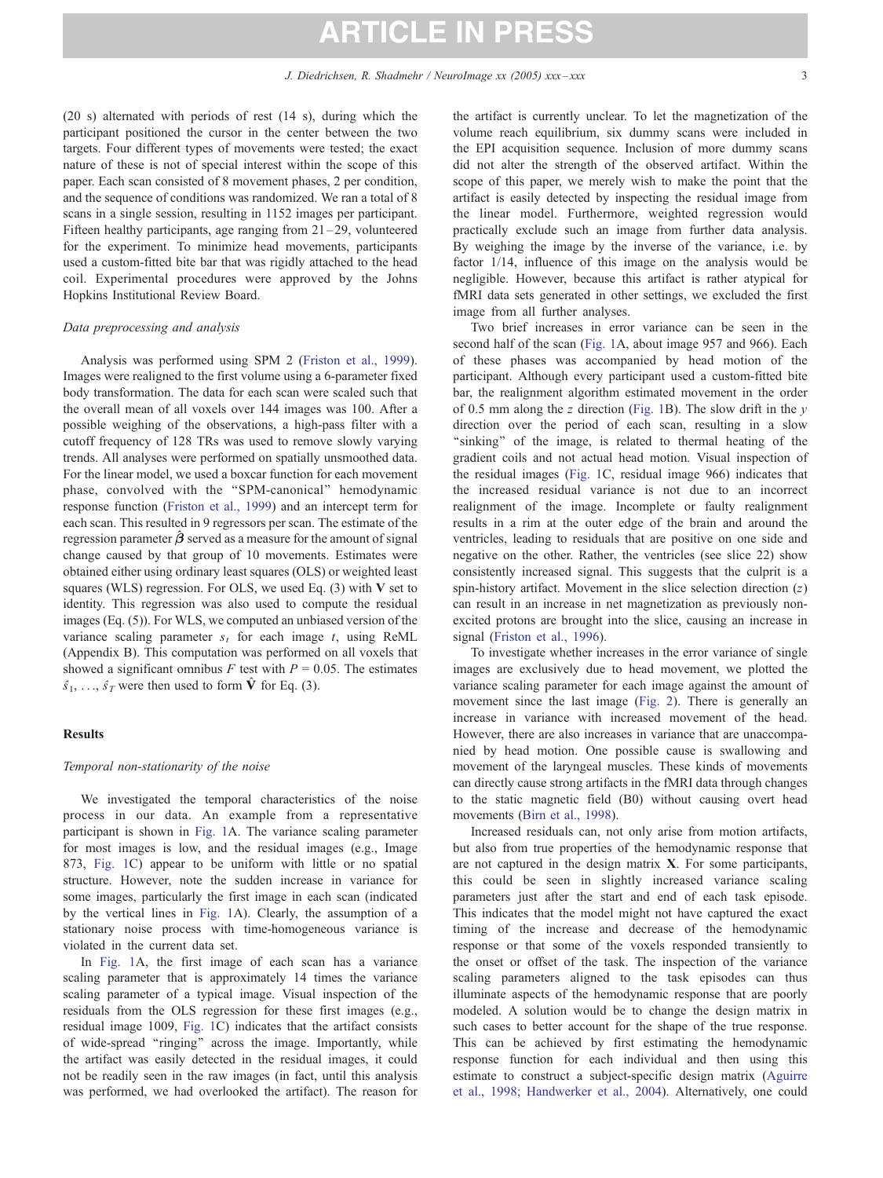(20 s) alternated with periods of rest (14 s), during which the participant positioned the cursor in the center between the two targets. Four different types of movements were tested; the exact nature of these is not of special interest within the scope of this paper. Each scan consisted of 8 movement phases, 2 per condition, and the sequence of conditions was randomized. We ran a total of 8 scans in a single session, resulting in 1152 images per participant. Fifteen healthy participants, age ranging from 21–29, volunteered for the experiment. To minimize head movements, participants used a custom-fitted bite bar that was rigidly attached to the head coil. Experimental procedures were approved by the Johns Hopkins Institutional Review Board.

### *Data preprocessing and analysis*

Analysis was performed using SPM 2 (Friston et al., 1999). Images were realigned to the first volume using a 6-parameter fixed body transformation. The data for each scan were scaled such that the overall mean of all voxels over 144 images was 100. After a possible weighing of the observations, a high-pass filter with a cutoff frequency of 128 TRs was used to remove slowly varying trends. All analyses were performed on spatially unsmoothed data. For the linear model, we used a boxcar function for each movement phase, convolved with the "SPM-canonical" hemodynamic response function (Friston et al., 1999) and an intercept term for each scan. This resulted in 9 regressors per scan. The estimate of the regression parameter $\hat{\boldsymbol{\beta}}$ served as a measure for the amount of signal change caused by that group of 10 movements. Estimates were obtained either using ordinary least squares (OLS) or weighted least squares (WLS) regression. For OLS, we used Eq. (3) with $\mathbf{V}$ set to identity. This regression was also used to compute the residual images (Eq. (5)). For WLS, we computed an unbiased version of the variance scaling parameter $s_t$ for each image $t$, using ReML (Appendix B). This computation was performed on all voxels that showed a significant omnibus $F$ test with $P = 0.05$. The estimates $\hat{s}_1, \ldots, \hat{s}_T$ were then used to form $\hat{\mathbf{V}}$ for Eq. (3).

## Results

### *Temporal non-stationarity of the noise*

We investigated the temporal characteristics of the noise process in our data. An example from a representative participant is shown in Fig. 1A. The variance scaling parameter for most images is low, and the residual images (e.g., Image 873, Fig. 1C) appear to be uniform with little or no spatial structure. However, note the sudden increase in variance for some images, particularly the first image in each scan (indicated by the vertical lines in Fig. 1A). Clearly, the assumption of a stationary noise process with time-homogeneous variance is violated in the current data set.

In Fig. 1A, the first image of each scan has a variance scaling parameter that is approximately 14 times the variance scaling parameter of a typical image. Visual inspection of the residuals from the OLS regression for these first images (e.g., residual image 1009, Fig. 1C) indicates that the artifact consists of wide-spread "ringing" across the image. Importantly, while the artifact was easily detected in the residual images, it could not be readily seen in the raw images (in fact, until this analysis was performed, we had overlooked the artifact). The reason for the artifact is currently unclear. To let the magnetization of the volume reach equilibrium, six dummy scans were included in the EPI acquisition sequence. Inclusion of more dummy scans did not alter the strength of the observed artifact. Within the scope of this paper, we merely wish to make the point that the artifact is easily detected by inspecting the residual image from the linear model. Furthermore, weighted regression would practically exclude such an image from further data analysis. By weighing the image by the inverse of the variance, i.e. by factor 1/14, influence of this image on the analysis would be negligible. However, because this artifact is rather atypical for fMRI data sets generated in other settings, we excluded the first image from all further analyses.

Two brief increases in error variance can be seen in the second half of the scan (Fig. 1A, about image 957 and 966). Each of these phases was accompanied by head motion of the participant. Although every participant used a custom-fitted bite bar, the realignment algorithm estimated movement in the order of 0.5 mm along the $z$ direction (Fig. 1B). The slow drift in the $y$ direction over the period of each scan, resulting in a slow "sinking" of the image, is related to thermal heating of the gradient coils and not actual head motion. Visual inspection of the residual images (Fig. 1C, residual image 966) indicates that the increased residual variance is not due to an incorrect realignment of the image. Incomplete or faulty realignment results in a rim at the outer edge of the brain and around the ventricles, leading to residuals that are positive on one side and negative on the other. Rather, the ventricles (see slice 22) show consistently increased signal. This suggests that the culprit is a spin-history artifact. Movement in the slice selection direction ($z$) can result in an increase in net magnetization as previously non-excited protons are brought into the slice, causing an increase in signal (Friston et al., 1996).

To investigate whether increases in the error variance of single images are exclusively due to head movement, we plotted the variance scaling parameter for each image against the amount of movement since the last image (Fig. 2). There is generally an increase in variance with increased movement of the head. However, there are also increases in variance that are unaccompanied by head motion. One possible cause is swallowing and movement of the laryngeal muscles. These kinds of movements can directly cause strong artifacts in the fMRI data through changes to the static magnetic field (B0) without causing overt head movements (Birn et al., 1998).

Increased residuals can, not only arise from motion artifacts, but also from true properties of the hemodynamic response that are not captured in the design matrix $\mathbf{X}$. For some participants, this could be seen in slightly increased variance scaling parameters just after the start and end of each task episode. This indicates that the model might not have captured the exact timing of the increase and decrease of the hemodynamic response or that some of the voxels responded transiently to the onset or offset of the task. The inspection of the variance scaling parameters aligned to the task episodes can thus illuminate aspects of the hemodynamic response that are poorly modeled. A solution would be to change the design matrix in such cases to better account for the shape of the true response. This can be achieved by first estimating the hemodynamic response function for each individual and then using this estimate to construct a subject-specific design matrix (Aguirre et al., 1998; Handwerker et al., 2004). Alternatively, one could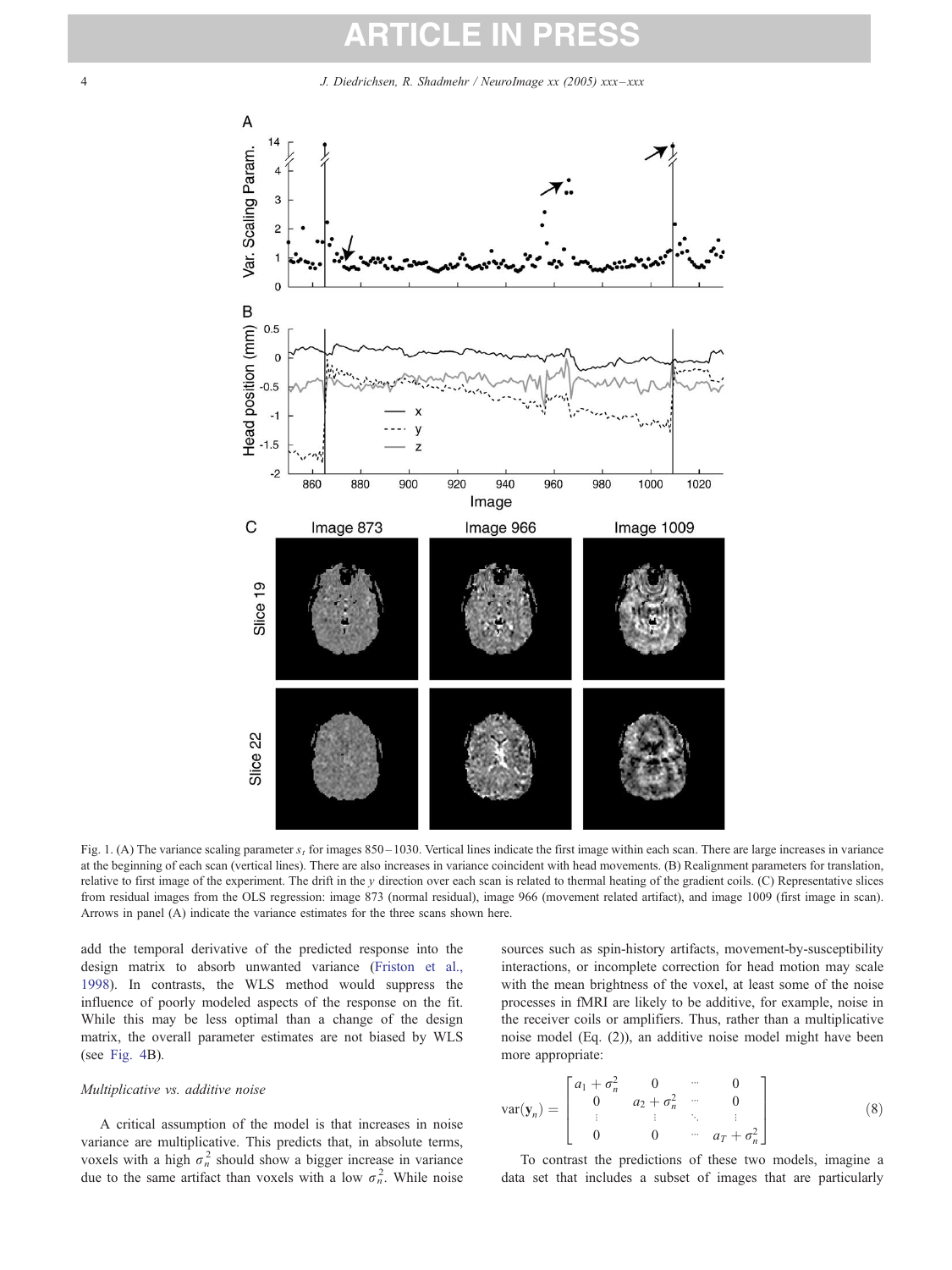Fig. 1. (A) The variance scaling parameter $s_t$ for images 850–1030. Vertical lines indicate the first image within each scan. There are large increases in variance at the beginning of each scan (vertical lines). There are also increases in variance coincident with head movements. (B) Realignment parameters for translation, relative to first image of the experiment. The drift in the $y$ direction over each scan is related to thermal heating of the gradient coils. (C) Representative slices from residual images from the OLS regression: image 873 (normal residual), image 966 (movement related artifact), and image 1009 (first image in scan). Arrows in panel (A) indicate the variance estimates for the three scans shown here.

add the temporal derivative of the predicted response into the design matrix to absorb unwanted variance (Friston et al., 1998). In contrasts, the WLS method would suppress the influence of poorly modeled aspects of the response on the fit. While this may be less optimal than a change of the design matrix, the overall parameter estimates are not biased by WLS (see Fig. 4B).

### *Multiplicative vs. additive noise*

A critical assumption of the model is that increases in noise variance are multiplicative. This predicts that, in absolute terms, voxels with a high $\sigma_n^2$ should show a bigger increase in variance due to the same artifact than voxels with a low $\sigma_n^2$. While noise sources such as spin-history artifacts, movement-by-susceptibility interactions, or incomplete correction for head motion may scale with the mean brightness of the voxel, at least some of the noise processes in fMRI are likely to be additive, for example, noise in the receiver coils or amplifiers. Thus, rather than a multiplicative noise model (Eq. (2)), an additive noise model might have been more appropriate:

$$\text{var}(\mathbf{y}_n) = \begin{bmatrix} a_1 + \sigma_n^2 & 0 & \cdots & 0 \\ 0 & a_2 + \sigma_n^2 & \cdots & 0 \\ \vdots & \vdots & \ddots & \vdots \\ 0 & 0 & \cdots & a_T + \sigma_n^2 \end{bmatrix} \tag{8}$$

To contrast the predictions of these two models, imagine a data set that includes a subset of images that are particularly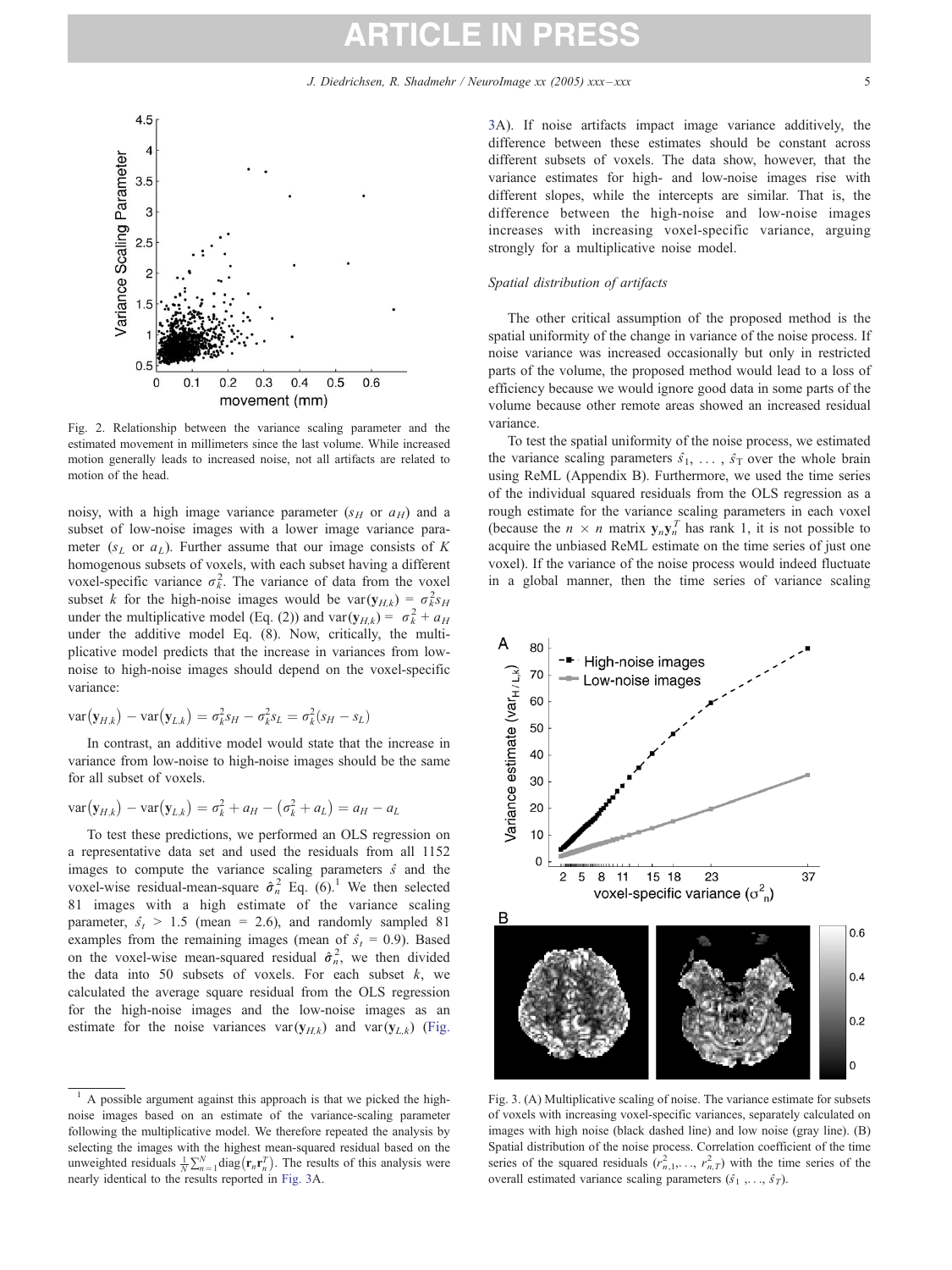Fig. 2. Relationship between the variance scaling parameter and the estimated movement in millimeters since the last volume. While increased motion generally leads to increased noise, not all artifacts are related to motion of the head.

noisy, with a high image variance parameter ($s_H$ or $a_H$) and a subset of low-noise images with a lower image variance parameter ($s_L$ or $a_L$). Further assume that our image consists of $K$ homogenous subsets of voxels, with each subset having a different voxel-specific variance $\sigma_k^2$. The variance of data from the voxel subset $k$ for the high-noise images would be $\text{var}(\mathbf{y}_{H,k}) = \sigma_k^2 s_H$ under the multiplicative model (Eq. (2)) and $\text{var}(\mathbf{y}_{H,k}) = \sigma_k^2 + a_H$ under the additive model Eq. (8). Now, critically, the multiplicative model predicts that the increase in variances from low-noise to high-noise images should depend on the voxel-specific variance:

$$\text{var}(\mathbf{y}_{H,k}) - \text{var}(\mathbf{y}_{L,k}) = \sigma_k^2 s_H - \sigma_k^2 s_L = \sigma_k^2 (s_H - s_L)$$

In contrast, an additive model would state that the increase in variance from low-noise to high-noise images should be the same for all subset of voxels.

$$\text{var}(\mathbf{y}_{H,k}) - \text{var}(\mathbf{y}_{L,k}) = \sigma_k^2 + a_H - (\sigma_k^2 + a_L) = a_H - a_L$$

To test these predictions, we performed an OLS regression on a representative data set and used the residuals from all 1152 images to compute the variance scaling parameters $\hat{s}$ and the voxel-wise residual-mean-square $\hat{\sigma}_n^2$ Eq. (6).[1] We then selected 81 images with a high estimate of the variance scaling parameter, $\hat{s}_t > 1.5$ (mean = 2.6), and randomly sampled 81 examples from the remaining images (mean of $\hat{s}_t = 0.9$). Based on the voxel-wise mean-squared residual $\hat{\sigma}_n^2$, we then divided the data into 50 subsets of voxels. For each subset $k$, we calculated the average square residual from the OLS regression for the high-noise images and the low-noise images as an estimate for the noise variances $\text{var}(\mathbf{y}_{H,k})$ and $\text{var}(\mathbf{y}_{L,k})$ (Fig. 3A). If noise artifacts impact image variance additively, the difference between these estimates should be constant across different subsets of voxels. The data show, however, that the variance estimates for high- and low-noise images rise with different slopes, while the intercepts are similar. That is, the difference between the high-noise and low-noise images increases with increasing voxel-specific variance, arguing strongly for a multiplicative noise model.

### *Spatial distribution of artifacts*

The other critical assumption of the proposed method is the spatial uniformity of the change in variance of the noise process. If noise variance was increased occasionally but only in restricted parts of the volume, the proposed method would lead to a loss of efficiency because we would ignore good data in some parts of the volume because other remote areas showed an increased residual variance.

To test the spatial uniformity of the noise process, we estimated the variance scaling parameters $\hat{s}_1, \ldots, \hat{s}_T$ over the whole brain using ReML (Appendix B). Furthermore, we used the time series of the individual squared residuals from the OLS regression as a rough estimate for the variance scaling parameters in each voxel (because the $n \times n$ matrix $\mathbf{y}_n \mathbf{y}_n^T$ has rank 1, it is not possible to acquire the unbiased ReML estimate on the time series of just one voxel). If the variance of the noise process would indeed fluctuate in a global manner, then the time series of variance scaling

Fig. 3. (A) Multiplicative scaling of noise. The variance estimate for subsets of voxels with increasing voxel-specific variances, separately calculated on images with high noise (black dashed line) and low noise (gray line). (B) Spatial distribution of the noise process. Correlation coefficient of the time series of the squared residuals ($r_{n,1}^2, \ldots, r_{n,T}^2$) with the time series of the overall estimated variance scaling parameters ($\hat{s}_1, \ldots, \hat{s}_T$).

[1] A possible argument against this approach is that we picked the high-noise images based on an estimate of the variance-scaling parameter following the multiplicative model. We therefore repeated the analysis by selecting the images with the highest mean-squared residual based on the unweighted residuals $\frac{1}{N}\sum_{n=1}^{N}\text{diag}(\mathbf{r}_n \mathbf{r}_n^T)$. The results of this analysis were nearly identical to the results reported in Fig. 3A.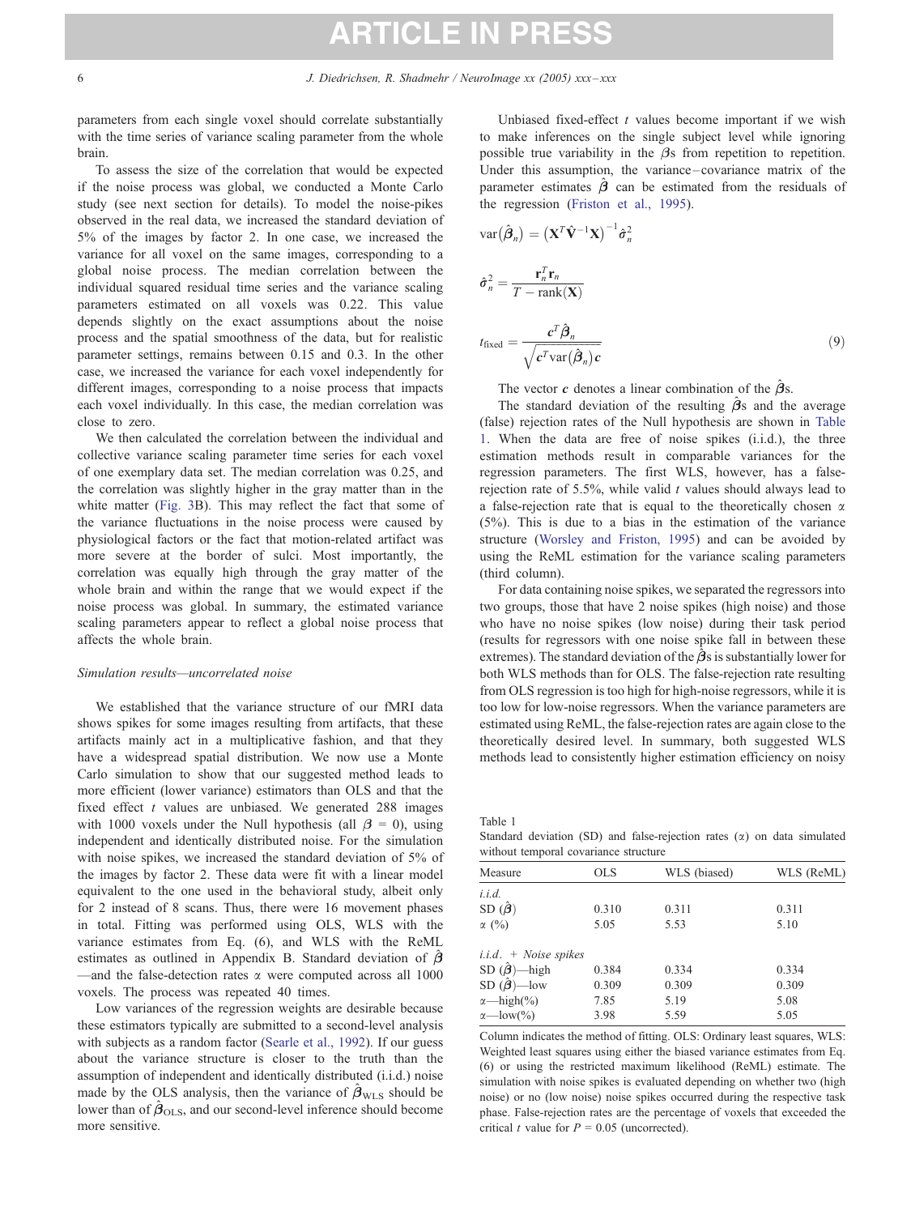parameters from each single voxel should correlate substantially with the time series of variance scaling parameter from the whole brain.

To assess the size of the correlation that would be expected if the noise process was global, we conducted a Monte Carlo study (see next section for details). To model the noise-pikes observed in the real data, we increased the standard deviation of 5% of the images by factor 2. In one case, we increased the variance for all voxel on the same images, corresponding to a global noise process. The median correlation between the individual squared residual time series and the variance scaling parameters estimated on all voxels was 0.22. This value depends slightly on the exact assumptions about the noise process and the spatial smoothness of the data, but for realistic parameter settings, remains between 0.15 and 0.3. In the other case, we increased the variance for each voxel independently for different images, corresponding to a noise process that impacts each voxel individually. In this case, the median correlation was close to zero.

We then calculated the correlation between the individual and collective variance scaling parameter time series for each voxel of one exemplary data set. The median correlation was 0.25, and the correlation was slightly higher in the gray matter than in the white matter (Fig. 3B). This may reflect the fact that some of the variance fluctuations in the noise process were caused by physiological factors or the fact that motion-related artifact was more severe at the border of sulci. Most importantly, the correlation was equally high through the gray matter of the whole brain and within the range that we would expect if the noise process was global. In summary, the estimated variance scaling parameters appear to reflect a global noise process that affects the whole brain.

### *Simulation results—uncorrelated noise*

We established that the variance structure of our fMRI data shows spikes for some images resulting from artifacts, that these artifacts mainly act in a multiplicative fashion, and that they have a widespread spatial distribution. We now use a Monte Carlo simulation to show that our suggested method leads to more efficient (lower variance) estimators than OLS and that the fixed effect $t$ values are unbiased. We generated 288 images with 1000 voxels under the Null hypothesis (all $\beta = 0$), using independent and identically distributed noise. For the simulation with noise spikes, we increased the standard deviation of 5% of the images by factor 2. These data were fit with a linear model equivalent to the one used in the behavioral study, albeit only for 2 instead of 8 scans. Thus, there were 16 movement phases in total. Fitting was performed using OLS, WLS with the variance estimates from Eq. (6), and WLS with the ReML estimates as outlined in Appendix B. Standard deviation of $\hat{\beta}$—and the false-detection rates $\alpha$ were computed across all 1000 voxels. The process was repeated 40 times.

Low variances of the regression weights are desirable because these estimators typically are submitted to a second-level analysis with subjects as a random factor (Searle et al., 1992). If our guess about the variance structure is closer to the truth than the assumption of independent and identically distributed (i.i.d.) noise made by the OLS analysis, then the variance of $\hat{\beta}_{\mathrm{WLS}}$ should be lower than of $\hat{\beta}_{\mathrm{OLS}}$, and our second-level inference should become more sensitive.

Unbiased fixed-effect $t$ values become important if we wish to make inferences on the single subject level while ignoring possible true variability in the $\beta$s from repetition to repetition. Under this assumption, the variance–covariance matrix of the parameter estimates $\hat{\beta}$ can be estimated from the residuals of the regression (Friston et al., 1995).

$$
\begin{aligned}
\mathrm{var}\left(\hat{\boldsymbol{\beta}}_n\right) &= \left(\mathbf{X}^T\hat{\mathbf{V}}^{-1}\mathbf{X}\right)^{-1}\hat{\sigma}_n^2 \\
\hat{\sigma}_n^2 &= \frac{\mathbf{r}_n^T\mathbf{r}_n}{T-\mathrm{rank}(\mathbf{X})} \\
t_{\mathrm{fixed}} &= \frac{\boldsymbol{c}^T\hat{\boldsymbol{\beta}}_n}{\sqrt{\boldsymbol{c}^T\mathrm{var}\left(\hat{\boldsymbol{\beta}}_n\right)\boldsymbol{c}}}
\end{aligned} \tag{9}
$$

The vector $\boldsymbol{c}$ denotes a linear combination of the $\hat{\beta}$s.

The standard deviation of the resulting $\hat{\beta}$s and the average (false) rejection rates of the Null hypothesis are shown in Table 1. When the data are free of noise spikes (i.i.d.), the three estimation methods result in comparable variances for the regression parameters. The first WLS, however, has a false-rejection rate of 5.5%, while valid $t$ values should always lead to a false-rejection rate that is equal to the theoretically chosen $\alpha$ (5%). This is due to a bias in the estimation of the variance structure (Worsley and Friston, 1995) and can be avoided by using the ReML estimation for the variance scaling parameters (third column).

For data containing noise spikes, we separated the regressors into two groups, those that have 2 noise spikes (high noise) and those who have no noise spikes (low noise) during their task period (results for regressors with one noise spike fall in between these extremes). The standard deviation of the $\hat{\beta}$s is substantially lower for both WLS methods than for OLS. The false-rejection rate resulting from OLS regression is too high for high-noise regressors, while it is too low for low-noise regressors. When the variance parameters are estimated using ReML, the false-rejection rates are again close to the theoretically desired level. In summary, both suggested WLS methods lead to consistently higher estimation efficiency on noisy

Table 1
Standard deviation (SD) and false-rejection rates ($\alpha$) on data simulated without temporal covariance structure

| Measure | OLS | WLS (biased) | WLS (ReML) |
|---|---|---|---|
| *i.i.d.* | | | |
| SD ($\hat{\beta}$) | 0.310 | 0.311 | 0.311 |
| $\alpha$ (%) | 5.05 | 5.53 | 5.10 |
| *i.i.d. + Noise spikes* | | | |
| SD ($\hat{\beta}$)—high | 0.384 | 0.334 | 0.334 |
| SD ($\hat{\beta}$)—low | 0.309 | 0.309 | 0.309 |
| $\alpha$—high(%) | 7.85 | 5.19 | 5.08 |
| $\alpha$—low(%) | 3.98 | 5.59 | 5.05 |

Column indicates the method of fitting. OLS: Ordinary least squares, WLS: Weighted least squares using either the biased variance estimates from Eq. (6) or using the restricted maximum likelihood (ReML) estimate. The simulation with noise spikes is evaluated depending on whether two (high noise) or no (low noise) noise spikes occurred during the respective task phase. False-rejection rates are the percentage of voxels that exceeded the critical $t$ value for $P = 0.05$ (uncorrected).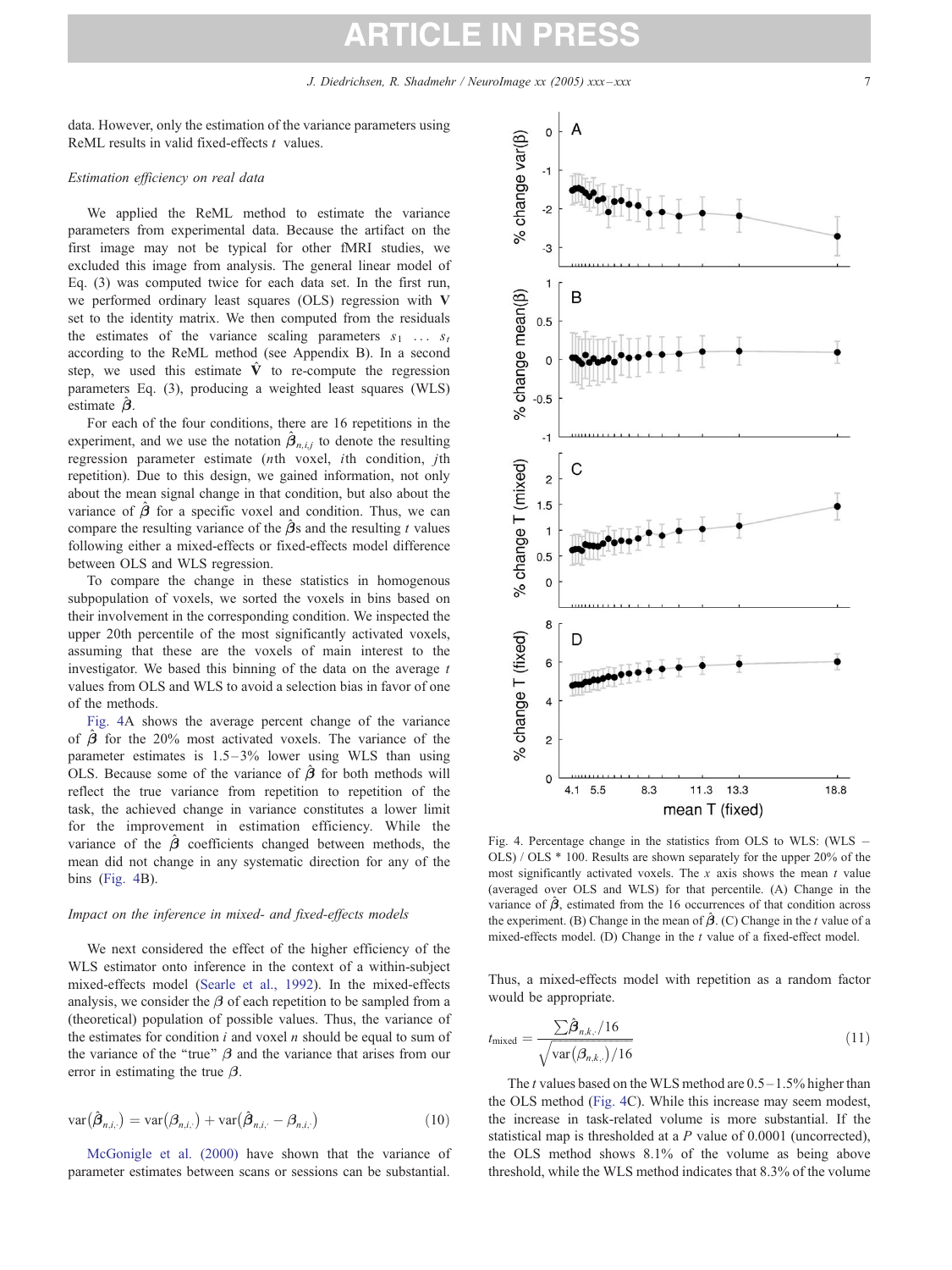data. However, only the estimation of the variance parameters using ReML results in valid fixed-effects $t$ values.

### *Estimation efficiency on real data*

We applied the ReML method to estimate the variance parameters from experimental data. Because the artifact on the first image may not be typical for other fMRI studies, we excluded this image from analysis. The general linear model of Eq. (3) was computed twice for each data set. In the first run, we performed ordinary least squares (OLS) regression with $\mathbf{V}$ set to the identity matrix. We then computed from the residuals the estimates of the variance scaling parameters $s_1 \ \ldots \ s_t$ according to the ReML method (see Appendix B). In a second step, we used this estimate $\hat{\mathbf{V}}$ to re-compute the regression parameters Eq. (3), producing a weighted least squares (WLS) estimate $\hat{\boldsymbol{\beta}}$.

For each of the four conditions, there are 16 repetitions in the experiment, and we use the notation $\hat{\boldsymbol{\beta}}_{n,i,j}$ to denote the resulting regression parameter estimate ($n$th voxel, $i$th condition, $j$th repetition). Due to this design, we gained information, not only about the mean signal change in that condition, but also about the variance of $\hat{\boldsymbol{\beta}}$ for a specific voxel and condition. Thus, we can compare the resulting variance of the $\hat{\boldsymbol{\beta}}$s and the resulting $t$ values following either a mixed-effects or fixed-effects model difference between OLS and WLS regression.

To compare the change in these statistics in homogenous subpopulation of voxels, we sorted the voxels in bins based on their involvement in the corresponding condition. We inspected the upper 20th percentile of the most significantly activated voxels, assuming that these are the voxels of main interest to the investigator. We based this binning of the data on the average $t$ values from OLS and WLS to avoid a selection bias in favor of one of the methods.

Fig. 4A shows the average percent change of the variance of $\hat{\boldsymbol{\beta}}$ for the 20% most activated voxels. The variance of the parameter estimates is 1.5–3% lower using WLS than using OLS. Because some of the variance of $\hat{\boldsymbol{\beta}}$ for both methods will reflect the true variance from repetition to repetition of the task, the achieved change in variance constitutes a lower limit for the improvement in estimation efficiency. While the variance of the $\hat{\boldsymbol{\beta}}$ coefficients changed between methods, the mean did not change in any systematic direction for any of the bins (Fig. 4B).

### *Impact on the inference in mixed- and fixed-effects models*

We next considered the effect of the higher efficiency of the WLS estimator onto inference in the context of a within-subject mixed-effects model (Searle et al., 1992). In the mixed-effects analysis, we consider the $\beta$ of each repetition to be sampled from a (theoretical) population of possible values. Thus, the variance of the estimates for condition $i$ and voxel $n$ should be equal to sum of the variance of the "true" $\beta$ and the variance that arises from our error in estimating the true $\beta$.

$$\mathrm{var}\left(\hat{\boldsymbol{\beta}}_{n,i,\cdot}\right) = \mathrm{var}\left(\boldsymbol{\beta}_{n,i,\cdot}\right) + \mathrm{var}\left(\hat{\boldsymbol{\beta}}_{n,i,\cdot} - \boldsymbol{\beta}_{n,i,\cdot}\right) \tag{10}$$

McGonigle et al. (2000) have shown that the variance of parameter estimates between scans or sessions can be substantial. Thus, a mixed-effects model with repetition as a random factor would be appropriate.

$$t_{\mathrm{mixed}} = \frac{\sum \hat{\boldsymbol{\beta}}_{n,k,\cdot}/16}{\sqrt{\mathrm{var}\left(\boldsymbol{\beta}_{n,k,\cdot}\right)/16}} \tag{11}$$

The $t$ values based on the WLS method are 0.5–1.5% higher than the OLS method (Fig. 4C). While this increase may seem modest, the increase in task-related volume is more substantial. If the statistical map is thresholded at a $P$ value of 0.0001 (uncorrected), the OLS method shows 8.1% of the volume as being above threshold, while the WLS method indicates that 8.3% of the volume

Fig. 4. Percentage change in the statistics from OLS to WLS: (WLS − OLS) / OLS * 100. Results are shown separately for the upper 20% of the most significantly activated voxels. The $x$ axis shows the mean $t$ value (averaged over OLS and WLS) for that percentile. (A) Change in the variance of $\hat{\boldsymbol{\beta}}$, estimated from the 16 occurrences of that condition across the experiment. (B) Change in the mean of $\hat{\boldsymbol{\beta}}$. (C) Change in the $t$ value of a mixed-effects model. (D) Change in the $t$ value of a fixed-effect model.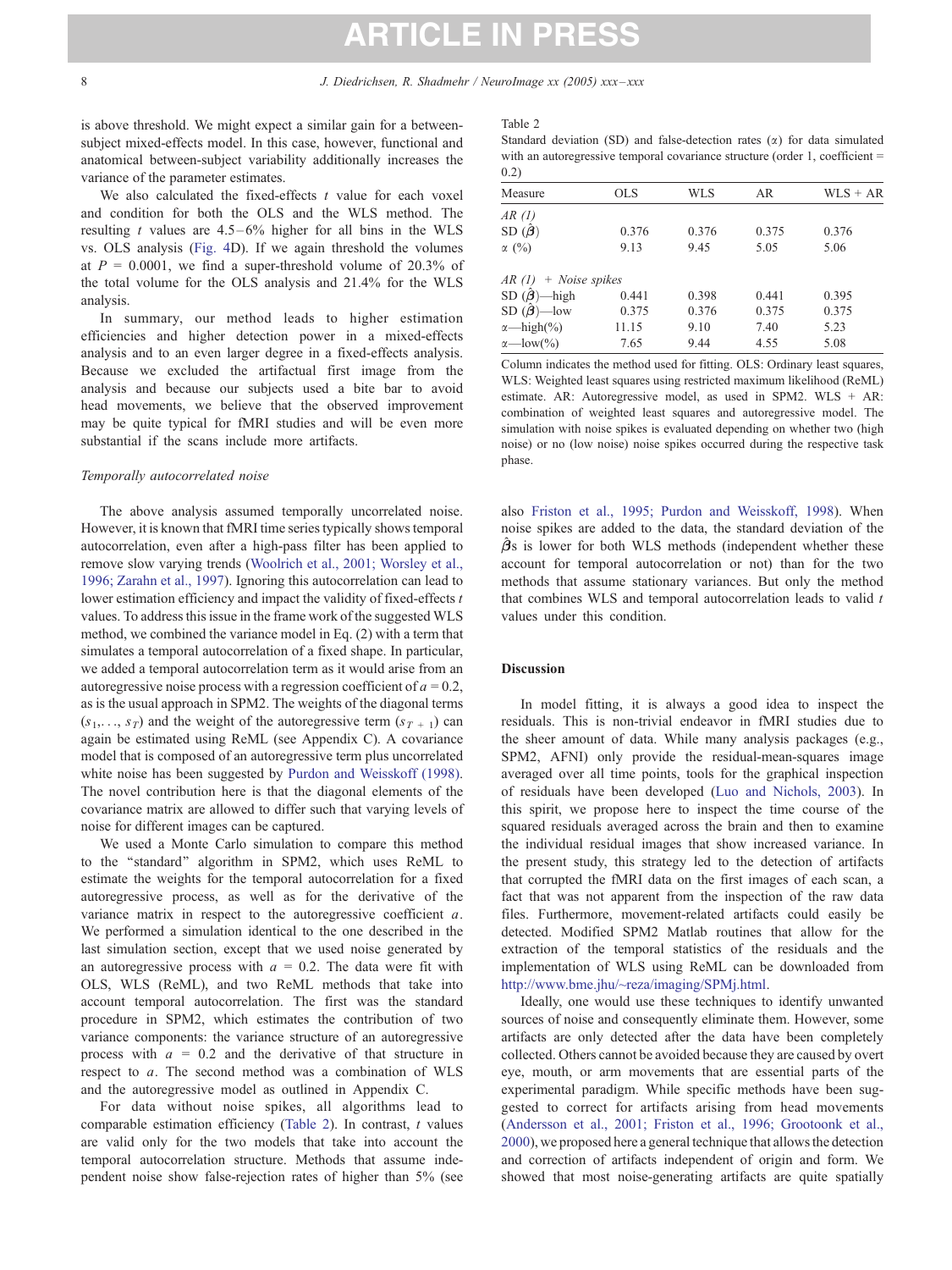is above threshold. We might expect a similar gain for a between-subject mixed-effects model. In this case, however, functional and anatomical between-subject variability additionally increases the variance of the parameter estimates.

We also calculated the fixed-effects $t$ value for each voxel and condition for both the OLS and the WLS method. The resulting $t$ values are 4.5–6% higher for all bins in the WLS vs. OLS analysis (Fig. 4D). If we again threshold the volumes at $P = 0.0001$, we find a super-threshold volume of 20.3% of the total volume for the OLS analysis and 21.4% for the WLS analysis.

In summary, our method leads to higher estimation efficiencies and higher detection power in a mixed-effects analysis and to an even larger degree in a fixed-effects analysis. Because we excluded the artifactual first image from the analysis and because our subjects used a bite bar to avoid head movements, we believe that the observed improvement may be quite typical for fMRI studies and will be even more substantial if the scans include more artifacts.

### *Temporally autocorrelated noise*

The above analysis assumed temporally uncorrelated noise. However, it is known that fMRI time series typically shows temporal autocorrelation, even after a high-pass filter has been applied to remove slow varying trends (Woolrich et al., 2001; Worsley et al., 1996; Zarahn et al., 1997). Ignoring this autocorrelation can lead to lower estimation efficiency and impact the validity of fixed-effects $t$ values. To address this issue in the frame work of the suggested WLS method, we combined the variance model in Eq. (2) with a term that simulates a temporal autocorrelation of a fixed shape. In particular, we added a temporal autocorrelation term as it would arise from an autoregressive noise process with a regression coefficient of $a = 0.2$, as is the usual approach in SPM2. The weights of the diagonal terms ($s_1$,..., $s_T$) and the weight of the autoregressive term ($s_{T+1}$) can again be estimated using ReML (see Appendix C). A covariance model that is composed of an autoregressive term plus uncorrelated white noise has been suggested by Purdon and Weisskoff (1998). The novel contribution here is that the diagonal elements of the covariance matrix are allowed to differ such that varying levels of noise for different images can be captured.

We used a Monte Carlo simulation to compare this method to the "standard" algorithm in SPM2, which uses ReML to estimate the weights for the temporal autocorrelation for a fixed autoregressive process, as well as for the derivative of the variance matrix in respect to the autoregressive coefficient $a$. We performed a simulation identical to the one described in the last simulation section, except that we used noise generated by an autoregressive process with $a = 0.2$. The data were fit with OLS, WLS (ReML), and two ReML methods that take into account temporal autocorrelation. The first was the standard procedure in SPM2, which estimates the contribution of two variance components: the variance structure of an autoregressive process with $a = 0.2$ and the derivative of that structure in respect to $a$. The second method was a combination of WLS and the autoregressive model as outlined in Appendix C.

For data without noise spikes, all algorithms lead to comparable estimation efficiency (Table 2). In contrast, $t$ values are valid only for the two models that take into account the temporal autocorrelation structure. Methods that assume independent noise show false-rejection rates of higher than 5% (see also Friston et al., 1995; Purdon and Weisskoff, 1998). When noise spikes are added to the data, the standard deviation of the $\hat{\beta}$s is lower for both WLS methods (independent whether these account for temporal autocorrelation or not) than for the two methods that assume stationary variances. But only the method that combines WLS and temporal autocorrelation leads to valid $t$ values under this condition.

Table 2
Standard deviation (SD) and false-detection rates ($\alpha$) for data simulated with an autoregressive temporal covariance structure (order 1, coefficient = 0.2)

| Measure | OLS | WLS | AR | WLS + AR |
|---|---|---|---|---|
| *AR (1)* | | | | |
| SD ($\hat{\beta}$) | 0.376 | 0.376 | 0.375 | 0.376 |
| $\alpha$ (%) | 9.13 | 9.45 | 5.05 | 5.06 |
| *AR (1) + Noise spikes* | | | | |
| SD ($\hat{\beta}$)—high | 0.441 | 0.398 | 0.441 | 0.395 |
| SD ($\hat{\beta}$)—low | 0.375 | 0.376 | 0.375 | 0.375 |
| $\alpha$—high(%) | 11.15 | 9.10 | 7.40 | 5.23 |
| $\alpha$—low(%) | 7.65 | 9.44 | 4.55 | 5.08 |

Column indicates the method used for fitting. OLS: Ordinary least squares, WLS: Weighted least squares using restricted maximum likelihood (ReML) estimate. AR: Autoregressive model, as used in SPM2. WLS + AR: combination of weighted least squares and autoregressive model. The simulation with noise spikes is evaluated depending on whether two (high noise) or no (low noise) noise spikes occurred during the respective task phase.

## Discussion

In model fitting, it is always a good idea to inspect the residuals. This is non-trivial endeavor in fMRI studies due to the sheer amount of data. While many analysis packages (e.g., SPM2, AFNI) only provide the residual-mean-squares image averaged over all time points, tools for the graphical inspection of residuals have been developed (Luo and Nichols, 2003). In this spirit, we propose here to inspect the time course of the squared residuals averaged across the brain and then to examine the individual residual images that show increased variance. In the present study, this strategy led to the detection of artifacts that corrupted the fMRI data on the first images of each scan, a fact that was not apparent from the inspection of the raw data files. Furthermore, movement-related artifacts could easily be detected. Modified SPM2 Matlab routines that allow for the extraction of the temporal statistics of the residuals and the implementation of WLS using ReML can be downloaded from http://www.bme.jhu/~reza/imaging/SPMj.html.

Ideally, one would use these techniques to identify unwanted sources of noise and consequently eliminate them. However, some artifacts are only detected after the data have been completely collected. Others cannot be avoided because they are caused by overt eye, mouth, or arm movements that are essential parts of the experimental paradigm. While specific methods have been suggested to correct for artifacts arising from head movements (Andersson et al., 2001; Friston et al., 1996; Grootoonk et al., 2000), we proposed here a general technique that allows the detection and correction of artifacts independent of origin and form. We showed that most noise-generating artifacts are quite spatially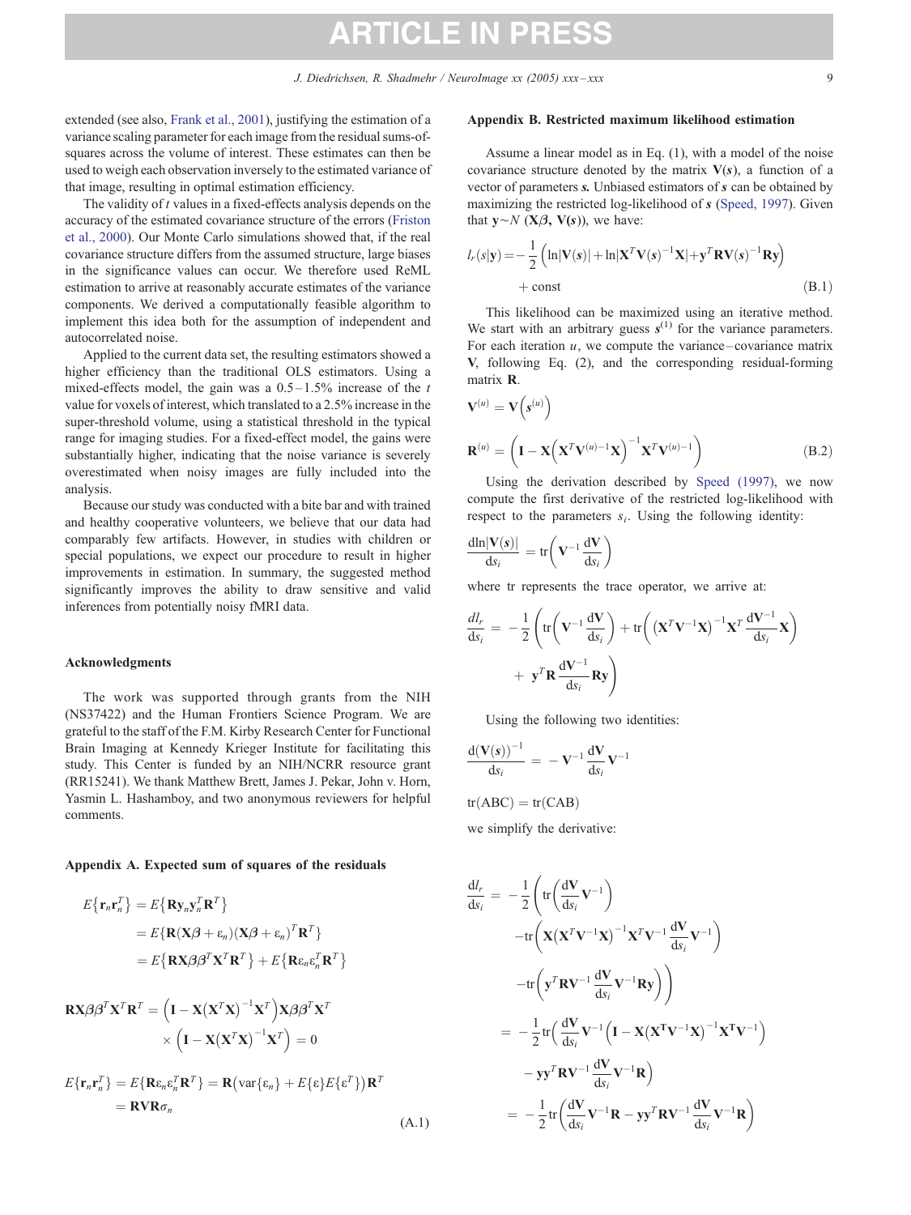extended (see also, Frank et al., 2001), justifying the estimation of a variance scaling parameter for each image from the residual sums-of-squares across the volume of interest. These estimates can then be used to weigh each observation inversely to the estimated variance of that image, resulting in optimal estimation efficiency.

The validity of $t$ values in a fixed-effects analysis depends on the accuracy of the estimated covariance structure of the errors (Friston et al., 2000). Our Monte Carlo simulations showed that, if the real covariance structure differs from the assumed structure, large biases in the significance values can occur. We therefore used ReML estimation to arrive at reasonably accurate estimates of the variance components. We derived a computationally feasible algorithm to implement this idea both for the assumption of independent and autocorrelated noise.

Applied to the current data set, the resulting estimators showed a higher efficiency than the traditional OLS estimators. Using a mixed-effects model, the gain was a 0.5–1.5% increase of the $t$ value for voxels of interest, which translated to a 2.5% increase in the super-threshold volume, using a statistical threshold in the typical range for imaging studies. For a fixed-effect model, the gains were substantially higher, indicating that the noise variance is severely overestimated when noisy images are fully included into the analysis.

Because our study was conducted with a bite bar and with trained and healthy cooperative volunteers, we believe that our data had comparably few artifacts. However, in studies with children or special populations, we expect our procedure to result in higher improvements in estimation. In summary, the suggested method significantly improves the ability to draw sensitive and valid inferences from potentially noisy fMRI data.

## Acknowledgments

The work was supported through grants from the NIH (NS37422) and the Human Frontiers Science Program. We are grateful to the staff of the F.M. Kirby Research Center for Functional Brain Imaging at Kennedy Krieger Institute for facilitating this study. This Center is funded by an NIH/NCRR resource grant (RR15241). We thank Matthew Brett, James J. Pekar, John v. Horn, Yasmin L. Hashamboy, and two anonymous reviewers for helpful comments.

## Appendix A. Expected sum of squares of the residuals

$$
\begin{aligned}
E\{\mathbf{r}_n\mathbf{r}_n^T\} &= E\{\mathbf{R}\mathbf{y}_n\mathbf{y}_n^T\mathbf{R}^T\} \\
&= E\{\mathbf{R}(\mathbf{X}\beta+\varepsilon_n)(\mathbf{X}\beta+\varepsilon_n)^T\mathbf{R}^T\} \\
&= E\{\mathbf{R}\mathbf{X}\beta\beta^T\mathbf{X}^T\mathbf{R}^T\} + E\{\mathbf{R}\varepsilon_n\varepsilon_n^T\mathbf{R}^T\}
\end{aligned}
$$

$$
\begin{aligned}
\mathbf{R}\mathbf{X}\beta\beta^T\mathbf{X}^T\mathbf{R}^T &= \left(\mathbf{I}-\mathbf{X}\left(\mathbf{X}^T\mathbf{X}\right)^{-1}\mathbf{X}^T\right)\mathbf{X}\beta\beta^T\mathbf{X}^T \\
&\quad\times\left(\mathbf{I}-\mathbf{X}\left(\mathbf{X}^T\mathbf{X}\right)^{-1}\mathbf{X}^T\right) = 0
\end{aligned}
$$

$$
\begin{aligned}
E\{\mathbf{r}_n\mathbf{r}_n^T\} &= E\{\mathbf{R}\varepsilon_n\varepsilon_n^T\mathbf{R}^T\} = \mathbf{R}\left(\mathrm{var}\{\varepsilon_n\} + E\{\varepsilon\}E\{\varepsilon^T\}\right)\mathbf{R}^T \\
&= \mathbf{R}\mathbf{V}\mathbf{R}\sigma_n
\end{aligned}
\tag{A.1}
$$

## Appendix B. Restricted maximum likelihood estimation

Assume a linear model as in Eq. (1), with a model of the noise covariance structure denoted by the matrix $\mathbf{V}(\boldsymbol{s})$, a function of a vector of parameters $\boldsymbol{s}$. Unbiased estimators of $\boldsymbol{s}$ can be obtained by maximizing the restricted log-likelihood of $\boldsymbol{s}$ (Speed, 1997). Given that $\mathbf{y}\sim N$ ($\mathbf{X}\beta$, $\mathbf{V}(\boldsymbol{s})$), we have:

$$
l_r(s|\mathbf{y}) = -\frac{1}{2}\left(\ln|\mathbf{V}(\boldsymbol{s})| + \ln|\mathbf{X}^T\mathbf{V}(\boldsymbol{s})^{-1}\mathbf{X}| + \mathbf{y}^T\mathbf{R}\mathbf{V}(\boldsymbol{s})^{-1}\mathbf{R}\mathbf{y}\right) + \text{const}
\tag{B.1}
$$

This likelihood can be maximized using an iterative method. We start with an arbitrary guess $\boldsymbol{s}^{(1)}$ for the variance parameters. For each iteration $u$, we compute the variance–covariance matrix $\mathbf{V}$, following Eq. (2), and the corresponding residual-forming matrix $\mathbf{R}$.

$$
\begin{aligned}
\mathbf{V}^{(u)} &= \mathbf{V}\left(\boldsymbol{s}^{(u)}\right) \\
\mathbf{R}^{(u)} &= \left(\mathbf{I}-\mathbf{X}\left(\mathbf{X}^T\mathbf{V}^{(u)-1}\mathbf{X}\right)^{-1}\mathbf{X}^T\mathbf{V}^{(u)-1}\right)
\end{aligned}
\tag{B.2}
$$

Using the derivation described by Speed (1997), we now compute the first derivative of the restricted log-likelihood with respect to the parameters $s_i$. Using the following identity:

$$
\frac{\mathrm{d}\ln|\mathbf{V}(\boldsymbol{s})|}{\mathrm{d}s_i} = \mathrm{tr}\left(\mathbf{V}^{-1}\frac{\mathrm{d}\mathbf{V}}{\mathrm{d}s_i}\right)
$$

where tr represents the trace operator, we arrive at:

$$
\frac{dl_r}{\mathrm{d}s_i} = -\frac{1}{2}\left(\mathrm{tr}\left(\mathbf{V}^{-1}\frac{\mathrm{d}\mathbf{V}}{\mathrm{d}s_i}\right) + \mathrm{tr}\left(\left(\mathbf{X}^T\mathbf{V}^{-1}\mathbf{X}\right)^{-1}\mathbf{X}^T\frac{\mathrm{d}\mathbf{V}^{-1}}{\mathrm{d}s_i}\mathbf{X}\right) + \mathbf{y}^T\mathbf{R}\frac{\mathrm{d}\mathbf{V}^{-1}}{\mathrm{d}s_i}\mathbf{R}\mathbf{y}\right)
$$

Using the following two identities:

$$
\frac{\mathrm{d}(\mathbf{V}(\boldsymbol{s}))^{-1}}{\mathrm{d}s_i} = -\mathbf{V}^{-1}\frac{\mathrm{d}\mathbf{V}}{\mathrm{d}s_i}\mathbf{V}^{-1}
$$

$$
\mathrm{tr}(\mathrm{ABC}) = \mathrm{tr}(\mathrm{CAB})
$$

we simplify the derivative:

$$
\begin{aligned}
\frac{\mathrm{d}l_r}{\mathrm{d}s_i} &= -\frac{1}{2}\Bigg(\mathrm{tr}\left(\frac{\mathrm{d}\mathbf{V}}{\mathrm{d}s_i}\mathbf{V}^{-1}\right) \\
&\quad - \mathrm{tr}\left(\mathbf{X}\left(\mathbf{X}^T\mathbf{V}^{-1}\mathbf{X}\right)^{-1}\mathbf{X}^T\mathbf{V}^{-1}\frac{\mathrm{d}\mathbf{V}}{\mathrm{d}s_i}\mathbf{V}^{-1}\right) \\
&\quad - \mathrm{tr}\left(\mathbf{y}^T\mathbf{R}\mathbf{V}^{-1}\frac{\mathrm{d}\mathbf{V}}{\mathrm{d}s_i}\mathbf{V}^{-1}\mathbf{R}\mathbf{y}\right)\Bigg) \\
&= -\frac{1}{2}\mathrm{tr}\Bigg(\frac{\mathrm{d}\mathbf{V}}{\mathrm{d}s_i}\mathbf{V}^{-1}\left(\mathbf{I}-\mathbf{X}\left(\mathbf{X}^T\mathbf{V}^{-1}\mathbf{X}\right)^{-1}\mathbf{X}^T\mathbf{V}^{-1}\right) \\
&\quad - \mathbf{y}\mathbf{y}^T\mathbf{R}\mathbf{V}^{-1}\frac{\mathrm{d}\mathbf{V}}{\mathrm{d}s_i}\mathbf{V}^{-1}\mathbf{R}\Bigg) \\
&= -\frac{1}{2}\mathrm{tr}\left(\frac{\mathrm{d}\mathbf{V}}{\mathrm{d}s_i}\mathbf{V}^{-1}\mathbf{R} - \mathbf{y}\mathbf{y}^T\mathbf{R}\mathbf{V}^{-1}\frac{\mathrm{d}\mathbf{V}}{\mathrm{d}s_i}\mathbf{V}^{-1}\mathbf{R}\right)
\end{aligned}
$$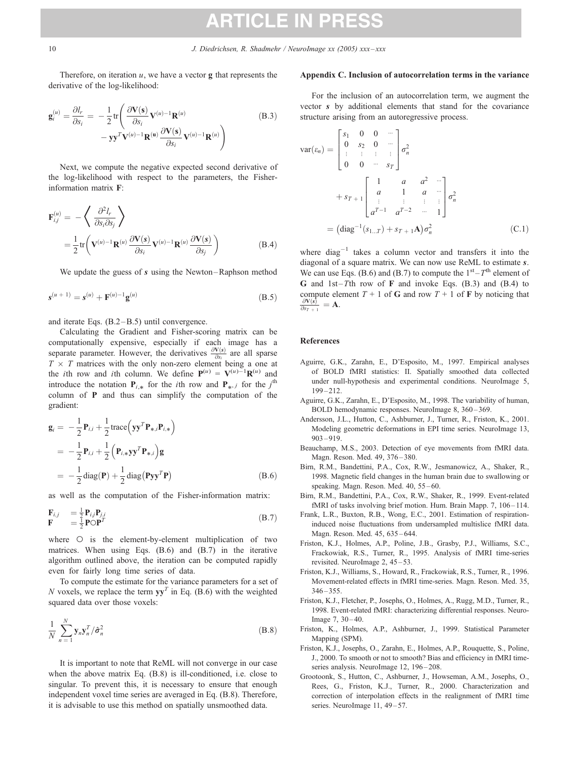Therefore, on iteration $u$, we have a vector $\mathbf{g}$ that represents the derivative of the log-likelihood:

$$\mathbf{g}_i^{(u)} = \frac{\partial l_r}{\partial s_i} = -\frac{1}{2}\mathrm{tr}\left(\frac{\partial \mathbf{V}(\mathbf{s})}{\partial s_i}\mathbf{V}^{(u)-1}\mathbf{R}^{(u)} - \mathbf{y}\mathbf{y}^T\mathbf{V}^{(u)-1}\mathbf{R}^{(\mathbf{u})}\frac{\partial \mathbf{V}(\mathbf{s})}{\partial s_i}\mathbf{V}^{(u)-1}\mathbf{R}^{(u)}\right) \tag{B.3}$$

Next, we compute the negative expected second derivative of the log-likelihood with respect to the parameters, the Fisher-information matrix $\mathbf{F}$:

$$\mathbf{F}_{i,j}^{(u)} = -\left\langle \frac{\partial^2 l_r}{\partial s_i \partial s_j} \right\rangle = \frac{1}{2}\mathrm{tr}\left(\mathbf{V}^{(u)-1}\mathbf{R}^{(u)}\frac{\partial \mathbf{V}(\mathbf{s})}{\partial s_i}\mathbf{V}^{(u)-1}\mathbf{R}^{(u)}\frac{\partial \mathbf{V}(\mathbf{s})}{\partial s_j}\right) \tag{B.4}$$

We update the guess of $\boldsymbol{s}$ using the Newton–Raphson method

$$\boldsymbol{s}^{(u+1)} = \boldsymbol{s}^{(u)} + \mathbf{F}^{(u)-1}\mathbf{g}^{(u)} \tag{B.5}$$

and iterate Eqs. (B.2–B.5) until convergence.

Calculating the Gradient and Fisher-scoring matrix can be computationally expensive, especially if each image has a separate parameter. However, the derivatives $\frac{\partial \mathbf{V}(\mathbf{s})}{\partial s_i}$ are all sparse $T \times T$ matrices with the only non-zero element being a one at the $i$th row and $i$th column. We define $\mathbf{P}^{(u)} = \mathbf{V}^{(u)-1}\mathbf{R}^{(u)}$ and introduce the notation $\mathbf{P}_{i,*}$ for the $i$th row and $\mathbf{P}_{*,j}$ for the $j^{\text{th}}$ column of $\mathbf{P}$ and thus can simplify the computation of the gradient:

$$\begin{aligned}
\mathbf{g}_i &= -\frac{1}{2}\mathbf{P}_{i,i} + \frac{1}{2}\mathrm{trace}\left(\mathbf{y}\mathbf{y}^T\mathbf{P}_{*,i}\mathbf{P}_{i,*}\right) \\
&= -\frac{1}{2}\mathbf{P}_{i,i} + \frac{1}{2}\left(\mathbf{P}_{i,*}\mathbf{y}\mathbf{y}^T\mathbf{P}_{*,i}\right)\mathbf{g} \\
&= -\frac{1}{2}\mathrm{diag}(\mathbf{P}) + \frac{1}{2}\mathrm{diag}\left(\mathbf{P}\mathbf{y}\mathbf{y}^T\mathbf{P}\right)
\end{aligned} \tag{B.6}$$

as well as the computation of the Fisher-information matrix:

$$\begin{aligned}
\mathbf{F}_{i,j} &= \tfrac{1}{2}\mathbf{P}_{i,j}\mathbf{P}_{j,i} \\
\mathbf{F} &= \tfrac{1}{2}\mathbf{P}\bigcirc\mathbf{P}^T
\end{aligned} \tag{B.7}$$

where $\bigcirc$ is the element-by-element multiplication of two matrices. When using Eqs. (B.6) and (B.7) in the iterative algorithm outlined above, the iteration can be computed rapidly even for fairly long time series of data.

To compute the estimate for the variance parameters for a set of $N$ voxels, we replace the term $\mathbf{y}\mathbf{y}^T$ in Eq. (B.6) with the weighted squared data over those voxels:

$$\frac{1}{N}\sum_{n=1}^{N}\mathbf{y}_n\mathbf{y}_n^T/\hat{\sigma}_n^2 \tag{B.8}$$

It is important to note that ReML will not converge in our case when the above matrix Eq. (B.8) is ill-conditioned, i.e. close to singular. To prevent this, it is necessary to ensure that enough independent voxel time series are averaged in Eq. (B.8). Therefore, it is advisable to use this method on spatially unsmoothed data.

## Appendix C. Inclusion of autocorrelation terms in the variance

For the inclusion of an autocorrelation term, we augment the vector $\boldsymbol{s}$ by additional elements that stand for the covariance structure arising from an autoregressive process.

$$\begin{aligned}
\mathrm{var}(\varepsilon_n) &= \begin{bmatrix} s_1 & 0 & 0 & \cdots \\ 0 & s_2 & 0 & \cdots \\ \vdots & \vdots & \vdots & \vdots \\ 0 & 0 & \cdots & s_T \end{bmatrix}\sigma_n^2 + s_{T+1}\begin{bmatrix} 1 & a & a^2 & \cdots \\ a & 1 & a & \cdots \\ \vdots & \vdots & \vdots & \vdots \\ a^{T-1} & a^{T-2} & \cdots & 1 \end{bmatrix}\sigma_n^2 \\
&= \left(\mathrm{diag}^{-1}(s_{1\ldots T}) + s_{T+1}\mathbf{A}\right)\sigma_n^2
\end{aligned} \tag{C.1}$$

where $\mathrm{diag}^{-1}$ takes a column vector and transfers it into the diagonal of a square matrix. We can now use ReML to estimate $\boldsymbol{s}$. We can use Eqs. (B.6) and (B.7) to compute the $1^{\text{st}}$–$T^{\text{th}}$ element of $\mathbf{G}$ and 1st–$T$th row of $\mathbf{F}$ and invoke Eqs. (B.3) and (B.4) to compute element $T+1$ of $\mathbf{G}$ and row $T+1$ of $\mathbf{F}$ by noticing that $\frac{\partial \mathbf{V}(\mathbf{s})}{\partial s_{T+1}} = \mathbf{A}$.

## References

Aguirre, G.K., Zarahn, E., D'Esposito, M., 1997. Empirical analyses of BOLD fMRI statistics: II. Spatially smoothed data collected under null-hypothesis and experimental conditions. NeuroImage 5, 199–212.

Aguirre, G.K., Zarahn, E., D'Esposito, M., 1998. The variability of human, BOLD hemodynamic responses. NeuroImage 8, 360–369.

Andersson, J.L., Hutton, C., Ashburner, J., Turner, R., Friston, K., 2001. Modeling geometric deformations in EPI time series. NeuroImage 13, 903–919.

Beauchamp, M.S., 2003. Detection of eye movements from fMRI data. Magn. Reson. Med. 49, 376–380.

Birn, R.M., Bandettini, P.A., Cox, R.W., Jesmanowicz, A., Shaker, R., 1998. Magnetic field changes in the human brain due to swallowing or speaking. Magn. Reson. Med. 40, 55–60.

Birn, R.M., Bandettini, P.A., Cox, R.W., Shaker, R., 1999. Event-related fMRI of tasks involving brief motion. Hum. Brain Mapp. 7, 106–114.

Frank, L.R., Buxton, R.B., Wong, E.C., 2001. Estimation of respiration-induced noise fluctuations from undersampled multislice fMRI data. Magn. Reson. Med. 45, 635–644.

Friston, K.J., Holmes, A.P., Poline, J.B., Grasby, P.J., Williams, S.C., Frackowiak, R.S., Turner, R., 1995. Analysis of fMRI time-series revisited. NeuroImage 2, 45–53.

Friston, K.J., Williams, S., Howard, R., Frackowiak, R.S., Turner, R., 1996. Movement-related effects in fMRI time-series. Magn. Reson. Med. 35, 346–355.

Friston, K.J., Fletcher, P., Josephs, O., Holmes, A., Rugg, M.D., Turner, R., 1998. Event-related fMRI: characterizing differential responses. NeuroImage 7, 30–40.

Friston, K., Holmes, A.P., Ashburner, J., 1999. Statistical Parameter Mapping (SPM).

Friston, K.J., Josephs, O., Zarahn, E., Holmes, A.P., Rouquette, S., Poline, J., 2000. To smooth or not to smooth? Bias and efficiency in fMRI time-series analysis. NeuroImage 12, 196–208.

Grootoonk, S., Hutton, C., Ashburner, J., Howseman, A.M., Josephs, O., Rees, G., Friston, K.J., Turner, R., 2000. Characterization and correction of interpolation effects in the realignment of fMRI time series. NeuroImage 11, 49–57.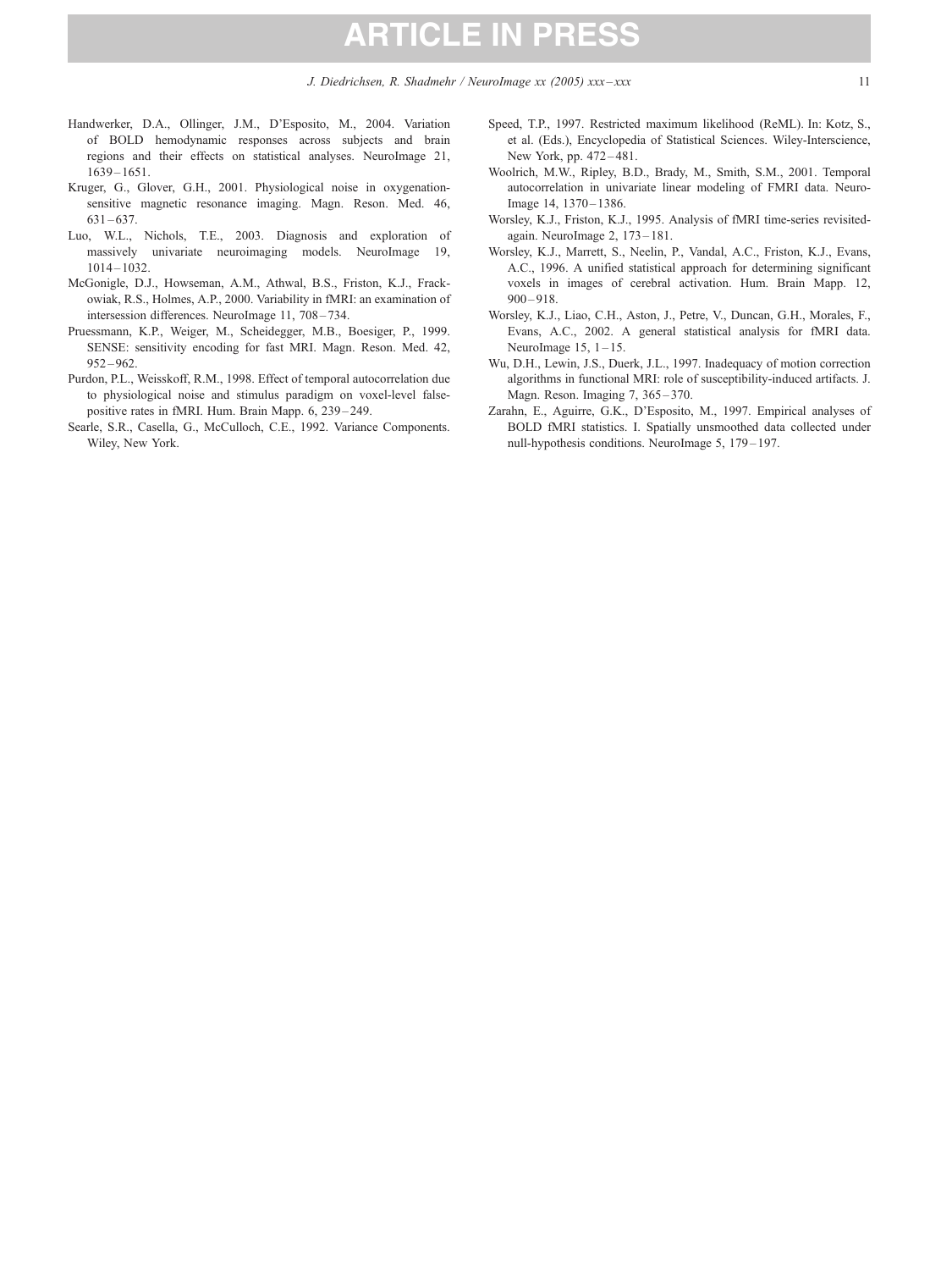Handwerker, D.A., Ollinger, J.M., D'Esposito, M., 2004. Variation of BOLD hemodynamic responses across subjects and brain regions and their effects on statistical analyses. NeuroImage 21, 1639–1651.

Kruger, G., Glover, G.H., 2001. Physiological noise in oxygenation-sensitive magnetic resonance imaging. Magn. Reson. Med. 46, 631–637.

Luo, W.L., Nichols, T.E., 2003. Diagnosis and exploration of massively univariate neuroimaging models. NeuroImage 19, 1014–1032.

McGonigle, D.J., Howseman, A.M., Athwal, B.S., Friston, K.J., Frackowiak, R.S., Holmes, A.P., 2000. Variability in fMRI: an examination of intersession differences. NeuroImage 11, 708–734.

Pruessmann, K.P., Weiger, M., Scheidegger, M.B., Boesiger, P., 1999. SENSE: sensitivity encoding for fast MRI. Magn. Reson. Med. 42, 952–962.

Purdon, P.L., Weisskoff, R.M., 1998. Effect of temporal autocorrelation due to physiological noise and stimulus paradigm on voxel-level false-positive rates in fMRI. Hum. Brain Mapp. 6, 239–249.

Searle, S.R., Casella, G., McCulloch, C.E., 1992. Variance Components. Wiley, New York.

Speed, T.P., 1997. Restricted maximum likelihood (ReML). In: Kotz, S., et al. (Eds.), Encyclopedia of Statistical Sciences. Wiley-Interscience, New York, pp. 472–481.

Woolrich, M.W., Ripley, B.D., Brady, M., Smith, S.M., 2001. Temporal autocorrelation in univariate linear modeling of FMRI data. NeuroImage 14, 1370–1386.

Worsley, K.J., Friston, K.J., 1995. Analysis of fMRI time-series revisited-again. NeuroImage 2, 173–181.

Worsley, K.J., Marrett, S., Neelin, P., Vandal, A.C., Friston, K.J., Evans, A.C., 1996. A unified statistical approach for determining significant voxels in images of cerebral activation. Hum. Brain Mapp. 12, 900–918.

Worsley, K.J., Liao, C.H., Aston, J., Petre, V., Duncan, G.H., Morales, F., Evans, A.C., 2002. A general statistical analysis for fMRI data. NeuroImage 15, 1–15.

Wu, D.H., Lewin, J.S., Duerk, J.L., 1997. Inadequacy of motion correction algorithms in functional MRI: role of susceptibility-induced artifacts. J. Magn. Reson. Imaging 7, 365–370.

Zarahn, E., Aguirre, G.K., D'Esposito, M., 1997. Empirical analyses of BOLD fMRI statistics. I. Spatially unsmoothed data collected under null-hypothesis conditions. NeuroImage 5, 179–197.